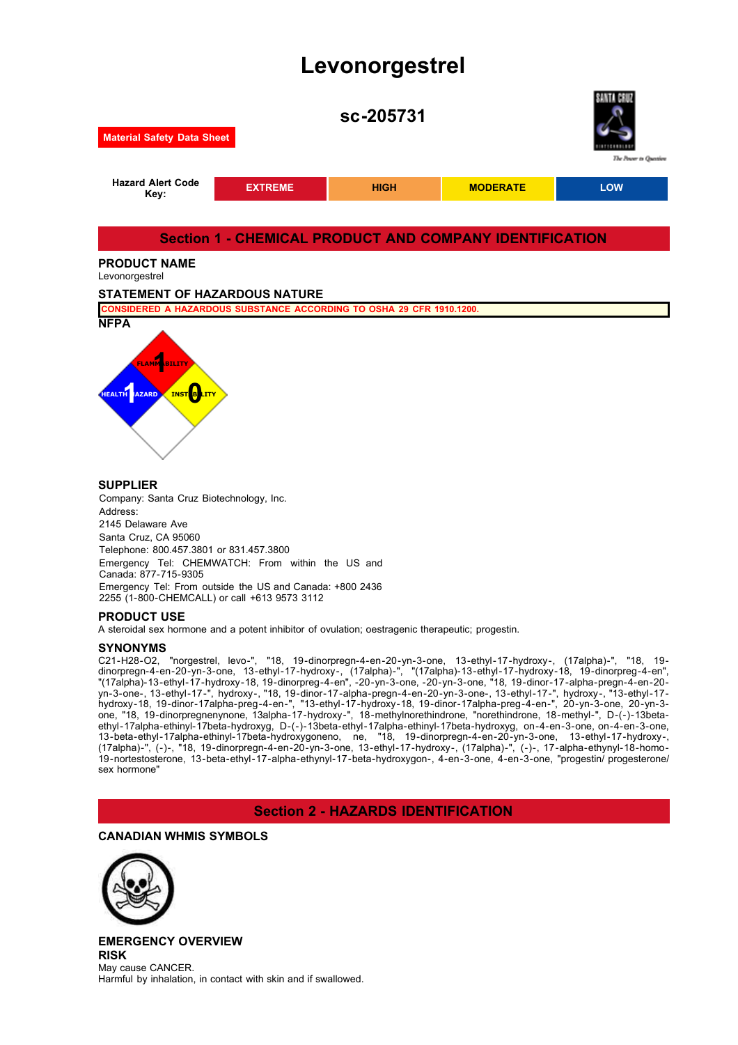# Levonorgestrel

## sc-205731

**Material Safety Data Sheet**

| Hazard Alert Code Key: | EXTREME | HIGH | MODERATE | LOW |
|---|---|---|---|---|

## Section 1 - CHEMICAL PRODUCT AND COMPANY IDENTIFICATION

### PRODUCT NAME

Levonorgestrel

### STATEMENT OF HAZARDOUS NATURE

CONSIDERED A HAZARDOUS SUBSTANCE ACCORDING TO OSHA 29 CFR 1910.1200.

### NFPA

FLAMMABILITY 1
HEALTH HAZARD 1
INSTABILITY 0

### SUPPLIER

Company: Santa Cruz Biotechnology, Inc.
Address:
2145 Delaware Ave
Santa Cruz, CA 95060
Telephone: 800.457.3801 or 831.457.3800
Emergency Tel: CHEMWATCH: From within the US and Canada: 877-715-9305
Emergency Tel: From outside the US and Canada: +800 2436 2255 (1-800-CHEMCALL) or call +613 9573 3112

### PRODUCT USE

A steroidal sex hormone and a potent inhibitor of ovulation; oestragenic therapeutic; progestin.

### SYNONYMS

C21-H28-O2, "norgestrel, levo-", "18, 19-dinorpregn-4-en-20-yn-3-one, 13-ethyl-17-hydroxy-, (17alpha)-", "18, 19-dinorpregn-4-en-20-yn-3-one, 13-ethyl-17-hydroxy-, (17alpha)-", "(17alpha)-13-ethyl-17-hydroxy-18, 19-dinorpreg-4-en", "(17alpha)-13-ethyl-17-hydroxy-18, 19-dinorpreg-4-en", -20-yn-3-one, -20-yn-3-one, "18, 19-dinor-17-alpha-pregn-4-en-20-yn-3-one-, 13-ethyl-17-", hydroxy-, "18, 19-dinor-17-alpha-pregn-4-en-20-yn-3-one-, 13-ethyl-17-", hydroxy-, "13-ethyl-17-hydroxy-18, 19-dinor-17alpha-preg-4-en-", "13-ethyl-17-hydroxy-18, 19-dinor-17alpha-preg-4-en-", 20-yn-3-one, 20-yn-3-one, "18, 19-dinorpregnenynone, 13alpha-17-hydroxy-", 18-methylnorethindrone, "norethindrone, 18-methyl-", D-(-)-13beta-ethyl-17alpha-ethinyl-17beta-hydroxyg, D-(-)-13beta-ethyl-17alpha-ethinyl-17beta-hydroxyg, on-4-en-3-one, on-4-en-3-one, 13-beta-ethyl-17alpha-ethinyl-17beta-hydroxygoneno, ne, "18, 19-dinorpregn-4-en-20-yn-3-one, 13-ethyl-17-hydroxy-, (17alpha)-", (-)-, "18, 19-dinorpregn-4-en-20-yn-3-one, 13-ethyl-17-hydroxy-, (17alpha)-", (-)-, 17-alpha-ethynyl-18-homo-19-nortestosterone, 13-beta-ethyl-17-alpha-ethynyl-17-beta-hydroxygon-, 4-en-3-one, 4-en-3-one, "progestin/ progesterone/ sex hormone"

## Section 2 - HAZARDS IDENTIFICATION

### CANADIAN WHMIS SYMBOLS

### EMERGENCY OVERVIEW

### RISK

May cause CANCER.
Harmful by inhalation, in contact with skin and if swallowed.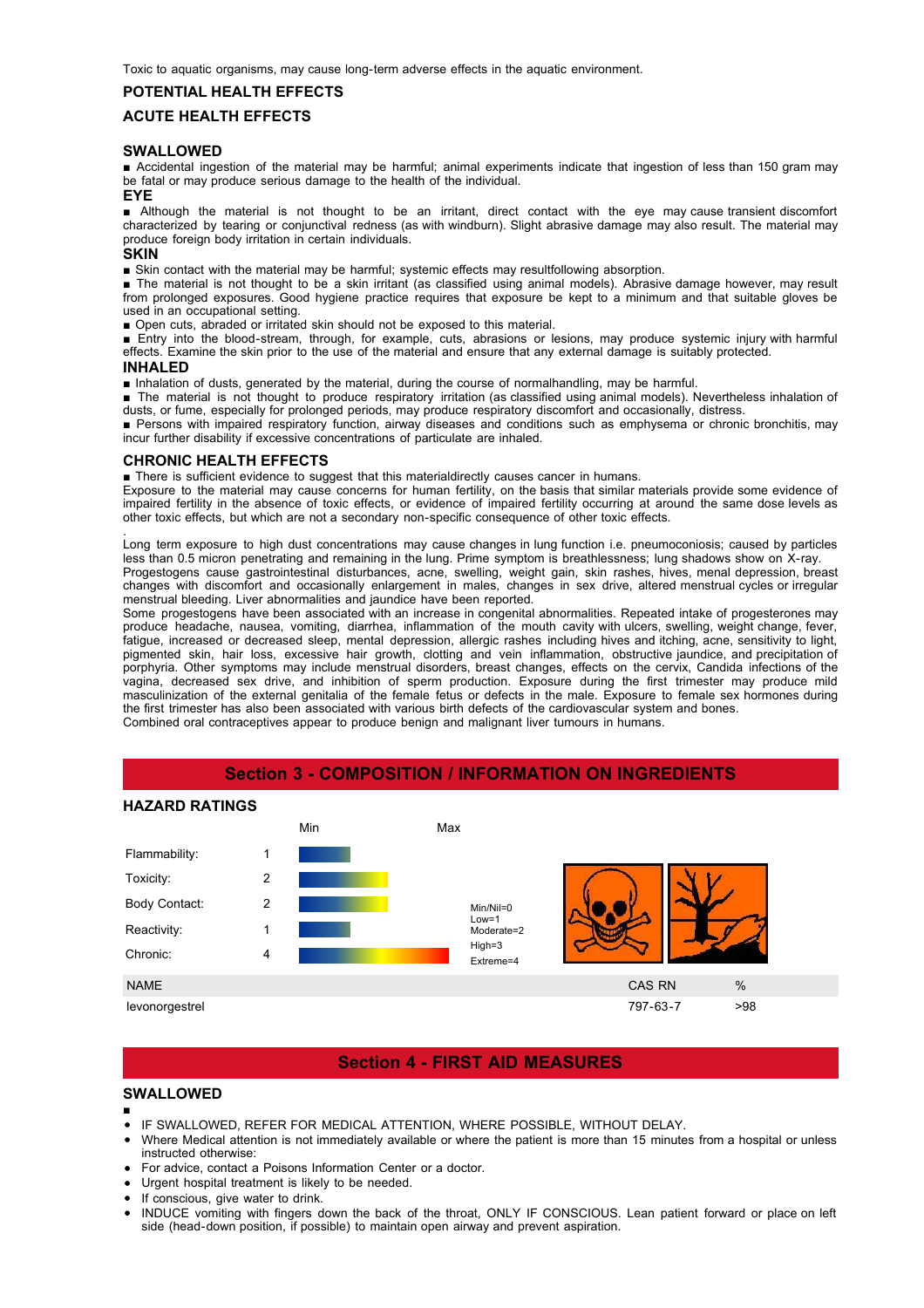Toxic to aquatic organisms, may cause long-term adverse effects in the aquatic environment.

### POTENTIAL HEALTH EFFECTS

### ACUTE HEALTH EFFECTS

#### SWALLOWED

■ Accidental ingestion of the material may be harmful; animal experiments indicate that ingestion of less than 150 gram may be fatal or may produce serious damage to the health of the individual.

#### EYE

■ Although the material is not thought to be an irritant, direct contact with the eye may cause transient discomfort characterized by tearing or conjunctival redness (as with windburn). Slight abrasive damage may also result. The material may produce foreign body irritation in certain individuals.

#### SKIN

■ Skin contact with the material may be harmful; systemic effects may resultfollowing absorption.

■ The material is not thought to be a skin irritant (as classified using animal models). Abrasive damage however, may result from prolonged exposures. Good hygiene practice requires that exposure be kept to a minimum and that suitable gloves be used in an occupational setting.

■ Open cuts, abraded or irritated skin should not be exposed to this material.

■ Entry into the blood-stream, through, for example, cuts, abrasions or lesions, may produce systemic injury with harmful effects. Examine the skin prior to the use of the material and ensure that any external damage is suitably protected.

#### INHALED

■ Inhalation of dusts, generated by the material, during the course of normalhandling, may be harmful.

■ The material is not thought to produce respiratory irritation (as classified using animal models). Nevertheless inhalation of dusts, or fume, especially for prolonged periods, may produce respiratory discomfort and occasionally, distress.

■ Persons with impaired respiratory function, airway diseases and conditions such as emphysema or chronic bronchitis, may incur further disability if excessive concentrations of particulate are inhaled.

### CHRONIC HEALTH EFFECTS

■ There is sufficient evidence to suggest that this materialdirectly causes cancer in humans.

Exposure to the material may cause concerns for human fertility, on the basis that similar materials provide some evidence of impaired fertility in the absence of toxic effects, or evidence of impaired fertility occurring at around the same dose levels as other toxic effects, but which are not a secondary non-specific consequence of other toxic effects.

.

Long term exposure to high dust concentrations may cause changes in lung function i.e. pneumoconiosis; caused by particles less than 0.5 micron penetrating and remaining in the lung. Prime symptom is breathlessness; lung shadows show on X-ray.

Progestogens cause gastrointestinal disturbances, acne, swelling, weight gain, skin rashes, hives, menal depression, breast changes with discomfort and occasionally enlargement in males, changes in sex drive, altered menstrual cycles or irregular menstrual bleeding. Liver abnormalities and jaundice have been reported.

Some progestogens have been associated with an increase in congenital abnormalities. Repeated intake of progesterones may produce headache, nausea, vomiting, diarrhea, inflammation of the mouth cavity with ulcers, swelling, weight change, fever, fatigue, increased or decreased sleep, mental depression, allergic rashes including hives and itching, acne, sensitivity to light, pigmented skin, hair loss, excessive hair growth, clotting and vein inflammation, obstructive jaundice, and precipitation of porphyria. Other symptoms may include menstrual disorders, breast changes, effects on the cervix, Candida infections of the vagina, decreased sex drive, and inhibition of sperm production. Exposure during the first trimester may produce mild masculinization of the external genitalia of the female fetus or defects in the male. Exposure to female sex hormones during the first trimester has also been associated with various birth defects of the cardiovascular system and bones.

Combined oral contraceptives appear to produce benign and malignant liver tumours in humans.

## Section 3 - COMPOSITION / INFORMATION ON INGREDIENTS

### HAZARD RATINGS

| | Rating |
|---|---|
| Flammability: | 1 |
| Toxicity: | 2 |
| Body Contact: | 2 |
| Reactivity: | 1 |
| Chronic: | 4 |

Min/Nil=0
Low=1
Moderate=2
High=3
Extreme=4

| NAME | CAS RN | % |
|---|---|---|
| levonorgestrel | 797-63-7 | >98 |

## Section 4 - FIRST AID MEASURES

### SWALLOWED

■

- IF SWALLOWED, REFER FOR MEDICAL ATTENTION, WHERE POSSIBLE, WITHOUT DELAY.
- Where Medical attention is not immediately available or where the patient is more than 15 minutes from a hospital or unless instructed otherwise:
- For advice, contact a Poisons Information Center or a doctor.
- Urgent hospital treatment is likely to be needed.
- If conscious, give water to drink.
- INDUCE vomiting with fingers down the back of the throat, ONLY IF CONSCIOUS. Lean patient forward or place on left side (head-down position, if possible) to maintain open airway and prevent aspiration.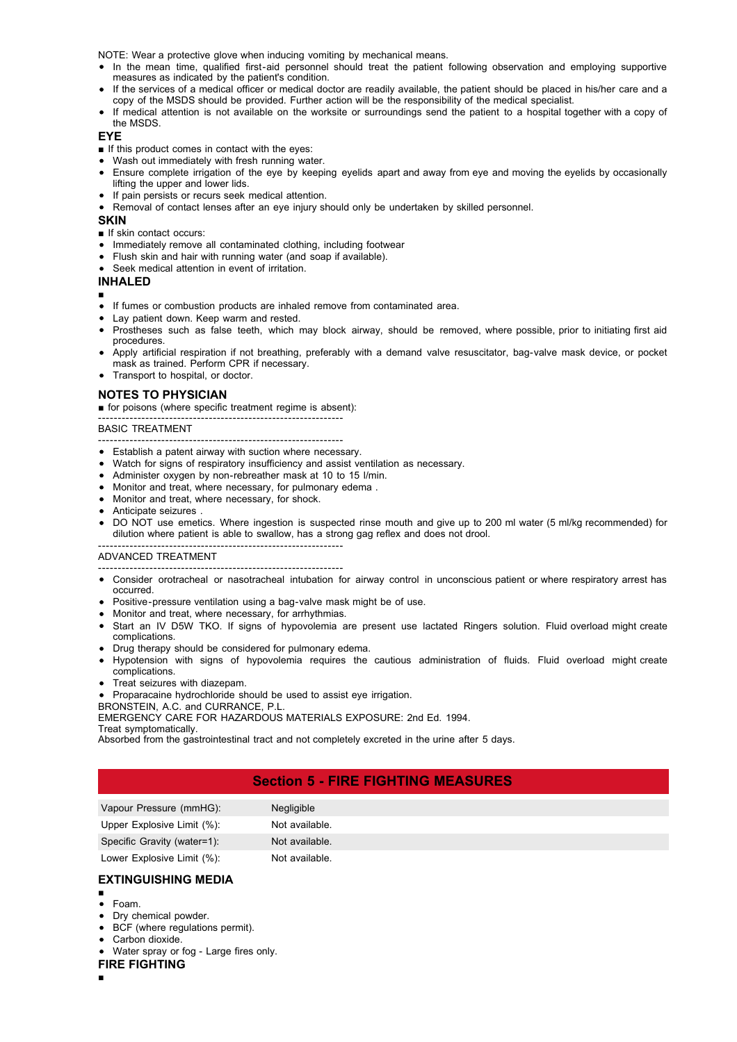NOTE: Wear a protective glove when inducing vomiting by mechanical means.

- In the mean time, qualified first-aid personnel should treat the patient following observation and employing supportive measures as indicated by the patient's condition.
- If the services of a medical officer or medical doctor are readily available, the patient should be placed in his/her care and a copy of the MSDS should be provided. Further action will be the responsibility of the medical specialist.
- If medical attention is not available on the worksite or surroundings send the patient to a hospital together with a copy of the MSDS.

### EYE

■ If this product comes in contact with the eyes:

- Wash out immediately with fresh running water.
- Ensure complete irrigation of the eye by keeping eyelids apart and away from eye and moving the eyelids by occasionally lifting the upper and lower lids.
- If pain persists or recurs seek medical attention.
- Removal of contact lenses after an eye injury should only be undertaken by skilled personnel.

### SKIN

■ If skin contact occurs:

- Immediately remove all contaminated clothing, including footwear
- Flush skin and hair with running water (and soap if available).
- Seek medical attention in event of irritation.

### INHALED

■

- If fumes or combustion products are inhaled remove from contaminated area.
- Lay patient down. Keep warm and rested.
- Prostheses such as false teeth, which may block airway, should be removed, where possible, prior to initiating first aid procedures.
- Apply artificial respiration if not breathing, preferably with a demand valve resuscitator, bag-valve mask device, or pocket mask as trained. Perform CPR if necessary.
- Transport to hospital, or doctor.

### NOTES TO PHYSICIAN

■ for poisons (where specific treatment regime is absent):

--------------------------------------------------------------

BASIC TREATMENT

--------------------------------------------------------------

- Establish a patent airway with suction where necessary.
- Watch for signs of respiratory insufficiency and assist ventilation as necessary.
- Administer oxygen by non-rebreather mask at 10 to 15 l/min.
- Monitor and treat, where necessary, for pulmonary edema .
- Monitor and treat, where necessary, for shock.
- Anticipate seizures .
- DO NOT use emetics. Where ingestion is suspected rinse mouth and give up to 200 ml water (5 ml/kg recommended) for dilution where patient is able to swallow, has a strong gag reflex and does not drool.

--------------------------------------------------------------

ADVANCED TREATMENT

--------------------------------------------------------------

- Consider orotracheal or nasotracheal intubation for airway control in unconscious patient or where respiratory arrest has occurred.
- Positive-pressure ventilation using a bag-valve mask might be of use.
- Monitor and treat, where necessary, for arrhythmias.
- Start an IV D5W TKO. If signs of hypovolemia are present use lactated Ringers solution. Fluid overload might create complications.
- Drug therapy should be considered for pulmonary edema.
- Hypotension with signs of hypovolemia requires the cautious administration of fluids. Fluid overload might create complications.
- Treat seizures with diazepam.
- Proparacaine hydrochloride should be used to assist eye irrigation.

BRONSTEIN, A.C. and CURRANCE, P.L.
EMERGENCY CARE FOR HAZARDOUS MATERIALS EXPOSURE: 2nd Ed. 1994.
Treat symptomatically.
Absorbed from the gastrointestinal tract and not completely excreted in the urine after 5 days.

## Section 5 - FIRE FIGHTING MEASURES

| | |
|---|---|
| Vapour Pressure (mmHG): | Negligible |
| Upper Explosive Limit (%): | Not available. |
| Specific Gravity (water=1): | Not available. |
| Lower Explosive Limit (%): | Not available. |

### EXTINGUISHING MEDIA

■

- Foam.
- Dry chemical powder.
- BCF (where regulations permit).
- Carbon dioxide.
- Water spray or fog - Large fires only.

### FIRE FIGHTING

■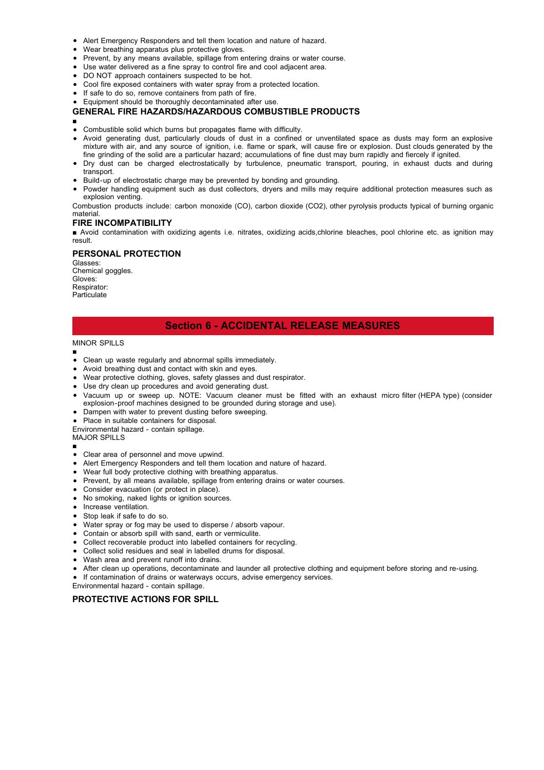- Alert Emergency Responders and tell them location and nature of hazard.
- Wear breathing apparatus plus protective gloves.
- Prevent, by any means available, spillage from entering drains or water course.
- Use water delivered as a fine spray to control fire and cool adjacent area.
- DO NOT approach containers suspected to be hot.
- Cool fire exposed containers with water spray from a protected location.
- If safe to do so, remove containers from path of fire.
- Equipment should be thoroughly decontaminated after use.

### GENERAL FIRE HAZARDS/HAZARDOUS COMBUSTIBLE PRODUCTS

■

- Combustible solid which burns but propagates flame with difficulty.
- Avoid generating dust, particularly clouds of dust in a confined or unventilated space as dusts may form an explosive mixture with air, and any source of ignition, i.e. flame or spark, will cause fire or explosion. Dust clouds generated by the fine grinding of the solid are a particular hazard; accumulations of fine dust may burn rapidly and fiercely if ignited.
- Dry dust can be charged electrostatically by turbulence, pneumatic transport, pouring, in exhaust ducts and during transport.
- Build-up of electrostatic charge may be prevented by bonding and grounding.
- Powder handling equipment such as dust collectors, dryers and mills may require additional protection measures such as explosion venting.

Combustion products include: carbon monoxide (CO), carbon dioxide ($CO_2$), other pyrolysis products typical of burning organic material.

### FIRE INCOMPATIBILITY

■ Avoid contamination with oxidizing agents i.e. nitrates, oxidizing acids,chlorine bleaches, pool chlorine etc. as ignition may result.

### PERSONAL PROTECTION

Glasses:
Chemical goggles.
Gloves:
Respirator:
Particulate

## Section 6 - ACCIDENTAL RELEASE MEASURES

MINOR SPILLS

■

- Clean up waste regularly and abnormal spills immediately.
- Avoid breathing dust and contact with skin and eyes.
- Wear protective clothing, gloves, safety glasses and dust respirator.
- Use dry clean up procedures and avoid generating dust.
- Vacuum up or sweep up. NOTE: Vacuum cleaner must be fitted with an exhaust micro filter (HEPA type) (consider explosion-proof machines designed to be grounded during storage and use).
- Dampen with water to prevent dusting before sweeping.
- Place in suitable containers for disposal.

Environmental hazard - contain spillage.

MAJOR SPILLS

■

- Clear area of personnel and move upwind.
- Alert Emergency Responders and tell them location and nature of hazard.
- Wear full body protective clothing with breathing apparatus.
- Prevent, by all means available, spillage from entering drains or water courses.
- Consider evacuation (or protect in place).
- No smoking, naked lights or ignition sources.
- Increase ventilation.
- Stop leak if safe to do so.
- Water spray or fog may be used to disperse / absorb vapour.
- Contain or absorb spill with sand, earth or vermiculite.
- Collect recoverable product into labelled containers for recycling.
- Collect solid residues and seal in labelled drums for disposal.
- Wash area and prevent runoff into drains.
- After clean up operations, decontaminate and launder all protective clothing and equipment before storing and re-using.
- If contamination of drains or waterways occurs, advise emergency services.

Environmental hazard - contain spillage.

### PROTECTIVE ACTIONS FOR SPILL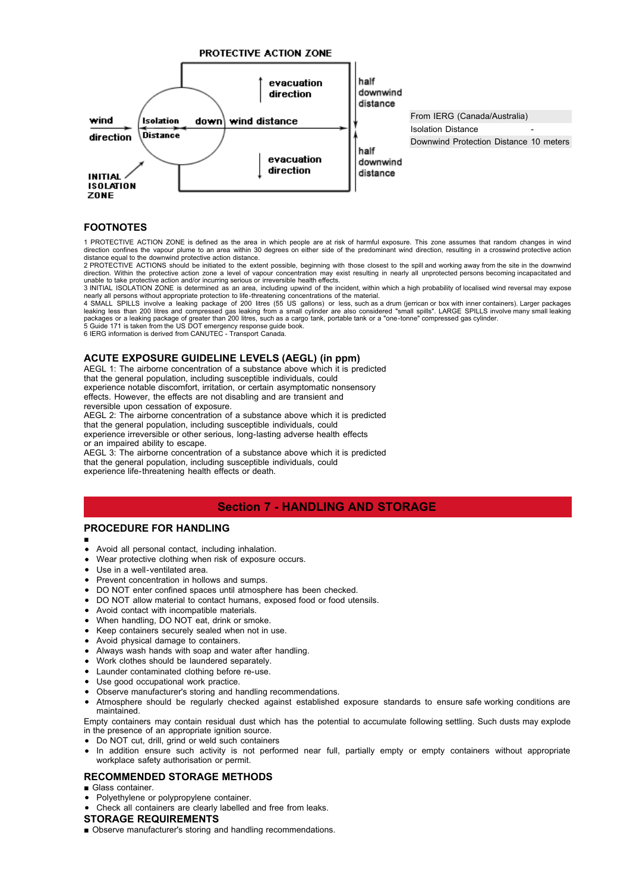PROTECTIVE ACTION ZONE

wind direction → Isolation Distance — downwind distance — evacuation direction — half downwind distance — INITIAL ISOLATION ZONE

| From IERG (Canada/Australia) | |
|---|---|
| Isolation Distance | - |
| Downwind Protection Distance | 10 meters |

## FOOTNOTES

1 PROTECTIVE ACTION ZONE is defined as the area in which people are at risk of harmful exposure. This zone assumes that random changes in wind direction confines the vapour plume to an area within 30 degrees on either side of the predominant wind direction, resulting in a crosswind protective action distance equal to the downwind protective action distance.
2 PROTECTIVE ACTIONS should be initiated to the extent possible, beginning with those closest to the spill and working away from the site in the downwind direction. Within the protective action zone a level of vapour concentration may exist resulting in nearly all unprotected persons becoming incapacitated and unable to take protective action and/or incurring serious or irreversible health effects.
3 INITIAL ISOLATION ZONE is determined as an area, including upwind of the incident, within which a high probability of localised wind reversal may expose nearly all persons without appropriate protection to life-threatening concentrations of the material.
4 SMALL SPILLS involve a leaking package of 200 litres (55 US gallons) or less, such as a drum (jerrican or box with inner containers). Larger packages leaking less than 200 litres and compressed gas leaking from a small cylinder are also considered "small spills". LARGE SPILLS involve many small leaking packages or a leaking package of greater than 200 litres, such as a cargo tank, portable tank or a "one-tonne" compressed gas cylinder.
5 Guide 171 is taken from the US DOT emergency response guide book.
6 IERG information is derived from CANUTEC - Transport Canada.

## ACUTE EXPOSURE GUIDELINE LEVELS (AEGL) (in ppm)

AEGL 1: The airborne concentration of a substance above which it is predicted that the general population, including susceptible individuals, could experience notable discomfort, irritation, or certain asymptomatic nonsensory effects. However, the effects are not disabling and are transient and reversible upon cessation of exposure.
AEGL 2: The airborne concentration of a substance above which it is predicted that the general population, including susceptible individuals, could experience irreversible or other serious, long-lasting adverse health effects or an impaired ability to escape.
AEGL 3: The airborne concentration of a substance above which it is predicted that the general population, including susceptible individuals, could experience life-threatening health effects or death.

# Section 7 - HANDLING AND STORAGE

## PROCEDURE FOR HANDLING

■

- Avoid all personal contact, including inhalation.
- Wear protective clothing when risk of exposure occurs.
- Use in a well-ventilated area.
- Prevent concentration in hollows and sumps.
- DO NOT enter confined spaces until atmosphere has been checked.
- DO NOT allow material to contact humans, exposed food or food utensils.
- Avoid contact with incompatible materials.
- When handling, DO NOT eat, drink or smoke.
- Keep containers securely sealed when not in use.
- Avoid physical damage to containers.
- Always wash hands with soap and water after handling.
- Work clothes should be laundered separately.
- Launder contaminated clothing before re-use.
- Use good occupational work practice.
- Observe manufacturer's storing and handling recommendations.
- Atmosphere should be regularly checked against established exposure standards to ensure safe working conditions are maintained.

Empty containers may contain residual dust which has the potential to accumulate following settling. Such dusts may explode in the presence of an appropriate ignition source.

- Do NOT cut, drill, grind or weld such containers
- In addition ensure such activity is not performed near full, partially empty or empty containers without appropriate workplace safety authorisation or permit.

## RECOMMENDED STORAGE METHODS

■ Glass container.

- Polyethylene or polypropylene container.
- Check all containers are clearly labelled and free from leaks.

## STORAGE REQUIREMENTS

■ Observe manufacturer's storing and handling recommendations.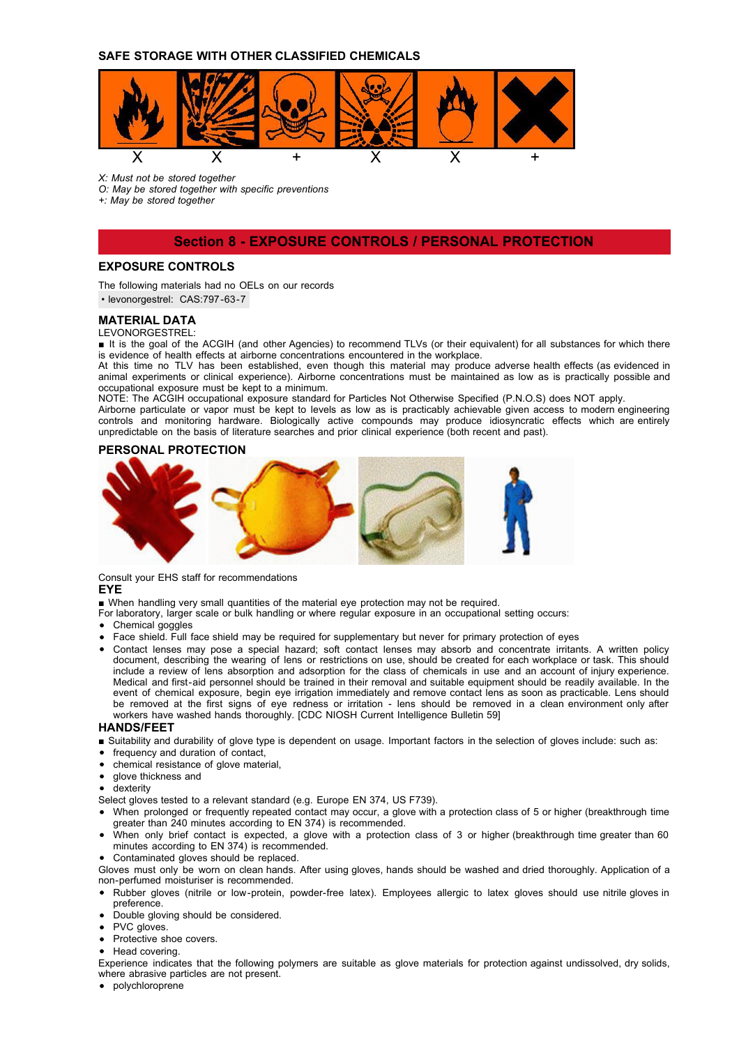## SAFE STORAGE WITH OTHER CLASSIFIED CHEMICALS

| | | | | | |
|---|---|---|---|---|---|
| X | X | + | X | X | + |

*X: Must not be stored together*
*O: May be stored together with specific preventions*
*+: May be stored together*

# Section 8 - EXPOSURE CONTROLS / PERSONAL PROTECTION

## EXPOSURE CONTROLS

The following materials had no OELs on our records

- levonorgestrel: CAS:797-63-7

## MATERIAL DATA

LEVONORGESTREL:

■ It is the goal of the ACGIH (and other Agencies) to recommend TLVs (or their equivalent) for all substances for which there is evidence of health effects at airborne concentrations encountered in the workplace.
At this time no TLV has been established, even though this material may produce adverse health effects (as evidenced in animal experiments or clinical experience). Airborne concentrations must be maintained as low as is practically possible and occupational exposure must be kept to a minimum.
NOTE: The ACGIH occupational exposure standard for Particles Not Otherwise Specified (P.N.O.S) does NOT apply.
Airborne particulate or vapor must be kept to levels as low as is practicably achievable given access to modern engineering controls and monitoring hardware. Biologically active compounds may produce idiosyncratic effects which are entirely unpredictable on the basis of literature searches and prior clinical experience (both recent and past).

## PERSONAL PROTECTION

Consult your EHS staff for recommendations

### EYE

■ When handling very small quantities of the material eye protection may not be required.
For laboratory, larger scale or bulk handling or where regular exposure in an occupational setting occurs:

- Chemical goggles
- Face shield. Full face shield may be required for supplementary but never for primary protection of eyes
- Contact lenses may pose a special hazard; soft contact lenses may absorb and concentrate irritants. A written policy document, describing the wearing of lens or restrictions on use, should be created for each workplace or task. This should include a review of lens absorption and adsorption for the class of chemicals in use and an account of injury experience. Medical and first-aid personnel should be trained in their removal and suitable equipment should be readily available. In the event of chemical exposure, begin eye irrigation immediately and remove contact lens as soon as practicable. Lens should be removed at the first signs of eye redness or irritation - lens should be removed in a clean environment only after workers have washed hands thoroughly. [CDC NIOSH Current Intelligence Bulletin 59]

### HANDS/FEET

■ Suitability and durability of glove type is dependent on usage. Important factors in the selection of gloves include: such as:

- frequency and duration of contact,
- chemical resistance of glove material,
- glove thickness and
- dexterity

Select gloves tested to a relevant standard (e.g. Europe EN 374, US F739).

- When prolonged or frequently repeated contact may occur, a glove with a protection class of 5 or higher (breakthrough time greater than 240 minutes according to EN 374) is recommended.
- When only brief contact is expected, a glove with a protection class of 3 or higher (breakthrough time greater than 60 minutes according to EN 374) is recommended.
- Contaminated gloves should be replaced.

Gloves must only be worn on clean hands. After using gloves, hands should be washed and dried thoroughly. Application of a non-perfumed moisturiser is recommended.

- Rubber gloves (nitrile or low-protein, powder-free latex). Employees allergic to latex gloves should use nitrile gloves in preference.
- Double gloving should be considered.
- PVC gloves.
- Protective shoe covers.
- Head covering.

Experience indicates that the following polymers are suitable as glove materials for protection against undissolved, dry solids, where abrasive particles are not present.

- polychloroprene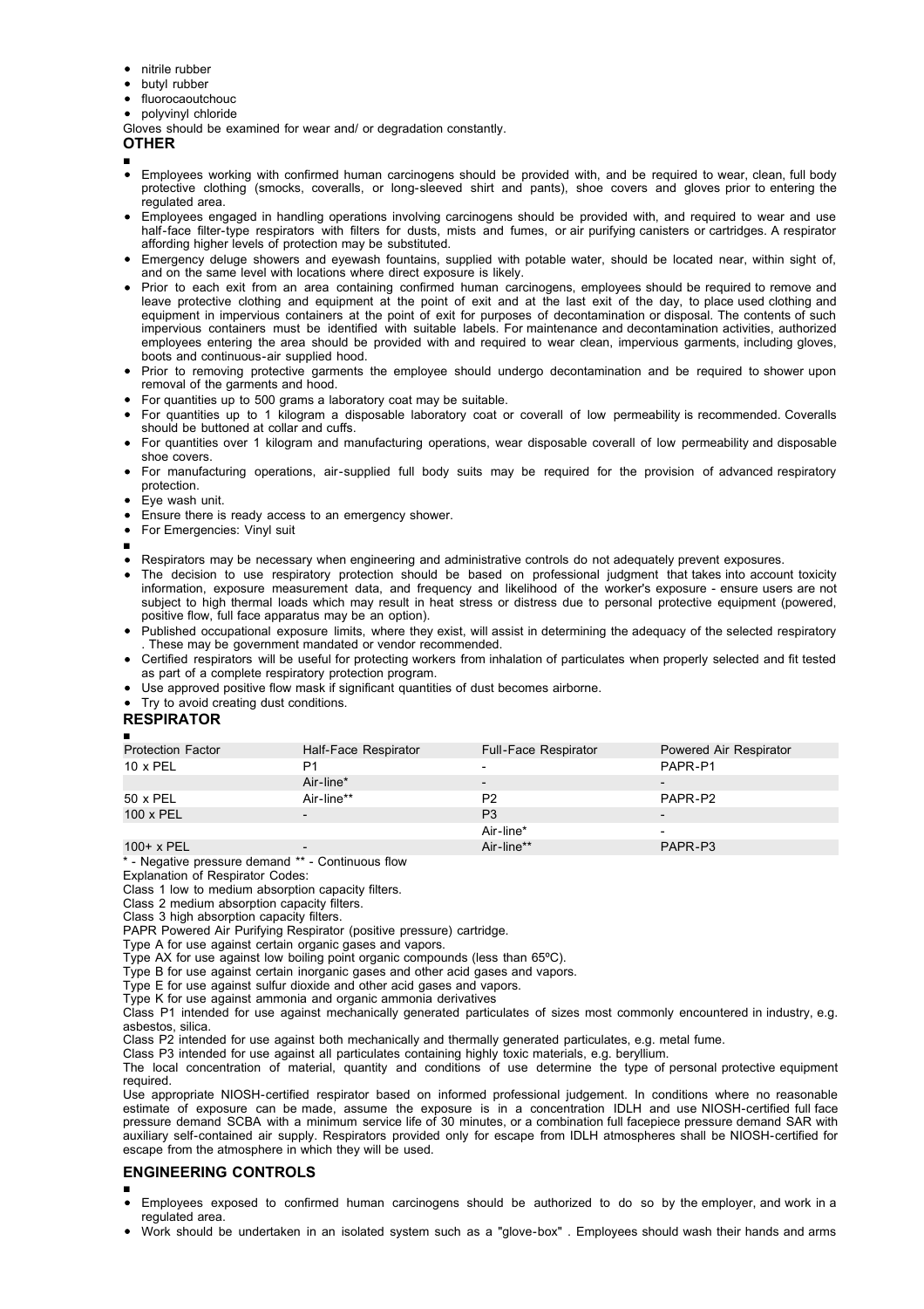- nitrile rubber
- butyl rubber
- fluorocaoutchouc
- polyvinyl chloride

Gloves should be examined for wear and/ or degradation constantly.

**OTHER**

■

- Employees working with confirmed human carcinogens should be provided with, and be required to wear, clean, full body protective clothing (smocks, coveralls, or long-sleeved shirt and pants), shoe covers and gloves prior to entering the regulated area.
- Employees engaged in handling operations involving carcinogens should be provided with, and required to wear and use half-face filter-type respirators with filters for dusts, mists and fumes, or air purifying canisters or cartridges. A respirator affording higher levels of protection may be substituted.
- Emergency deluge showers and eyewash fountains, supplied with potable water, should be located near, within sight of, and on the same level with locations where direct exposure is likely.
- Prior to each exit from an area containing confirmed human carcinogens, employees should be required to remove and leave protective clothing and equipment at the point of exit and at the last exit of the day, to place used clothing and equipment in impervious containers at the point of exit for purposes of decontamination or disposal. The contents of such impervious containers must be identified with suitable labels. For maintenance and decontamination activities, authorized employees entering the area should be provided with and required to wear clean, impervious garments, including gloves, boots and continuous-air supplied hood.
- Prior to removing protective garments the employee should undergo decontamination and be required to shower upon removal of the garments and hood.
- For quantities up to 500 grams a laboratory coat may be suitable.
- For quantities up to 1 kilogram a disposable laboratory coat or coverall of low permeability is recommended. Coveralls should be buttoned at collar and cuffs.
- For quantities over 1 kilogram and manufacturing operations, wear disposable coverall of low permeability and disposable shoe covers.
- For manufacturing operations, air-supplied full body suits may be required for the provision of advanced respiratory protection.
- Eye wash unit.
- Ensure there is ready access to an emergency shower.
- For Emergencies: Vinyl suit

■

- Respirators may be necessary when engineering and administrative controls do not adequately prevent exposures.
- The decision to use respiratory protection should be based on professional judgment that takes into account toxicity information, exposure measurement data, and frequency and likelihood of the worker's exposure - ensure users are not subject to high thermal loads which may result in heat stress or distress due to personal protective equipment (powered, positive flow, full face apparatus may be an option).
- Published occupational exposure limits, where they exist, will assist in determining the adequacy of the selected respiratory . These may be government mandated or vendor recommended.
- Certified respirators will be useful for protecting workers from inhalation of particulates when properly selected and fit tested as part of a complete respiratory protection program.
- Use approved positive flow mask if significant quantities of dust becomes airborne.
- Try to avoid creating dust conditions.

**RESPIRATOR**

■

| Protection Factor | Half-Face Respirator | Full-Face Respirator | Powered Air Respirator |
|---|---|---|---|
| 10 x PEL | P1 | - | PAPR-P1 |
| | Air-line* | - | - |
| 50 x PEL | Air-line** | P2 | PAPR-P2 |
| 100 x PEL | - | P3 | - |
| | | Air-line* | - |
| 100+ x PEL | - | Air-line** | PAPR-P3 |

* - Negative pressure demand ** - Continuous flow

Explanation of Respirator Codes:

Class 1 low to medium absorption capacity filters.

Class 2 medium absorption capacity filters.

Class 3 high absorption capacity filters.

PAPR Powered Air Purifying Respirator (positive pressure) cartridge.

Type A for use against certain organic gases and vapors.

Type AX for use against low boiling point organic compounds (less than 65ºC).

Type B for use against certain inorganic gases and other acid gases and vapors.

Type E for use against sulfur dioxide and other acid gases and vapors.

Type K for use against ammonia and organic ammonia derivatives

Class P1 intended for use against mechanically generated particulates of sizes most commonly encountered in industry, e.g. asbestos, silica.

Class P2 intended for use against both mechanically and thermally generated particulates, e.g. metal fume.

Class P3 intended for use against all particulates containing highly toxic materials, e.g. beryllium.

The local concentration of material, quantity and conditions of use determine the type of personal protective equipment required.

Use appropriate NIOSH-certified respirator based on informed professional judgement. In conditions where no reasonable estimate of exposure can be made, assume the exposure is in a concentration IDLH and use NIOSH-certified full face pressure demand SCBA with a minimum service life of 30 minutes, or a combination full facepiece pressure demand SAR with auxiliary self-contained air supply. Respirators provided only for escape from IDLH atmospheres shall be NIOSH-certified for escape from the atmosphere in which they will be used.

**ENGINEERING CONTROLS**

■

- Employees exposed to confirmed human carcinogens should be authorized to do so by the employer, and work in a regulated area.
- Work should be undertaken in an isolated system such as a "glove-box" . Employees should wash their hands and arms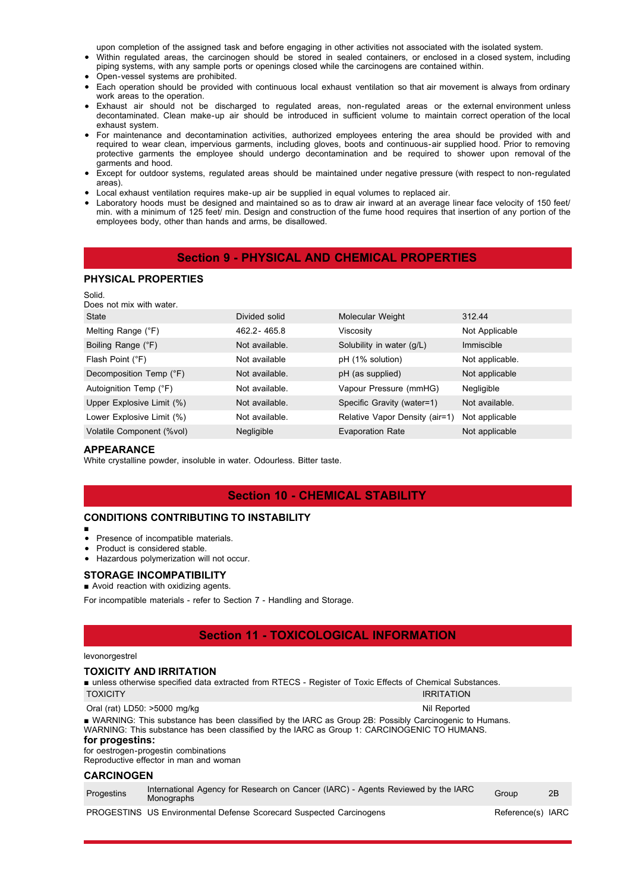upon completion of the assigned task and before engaging in other activities not associated with the isolated system.

- Within regulated areas, the carcinogen should be stored in sealed containers, or enclosed in a closed system, including piping systems, with any sample ports or openings closed while the carcinogens are contained within.
- Open-vessel systems are prohibited.
- Each operation should be provided with continuous local exhaust ventilation so that air movement is always from ordinary work areas to the operation.
- Exhaust air should not be discharged to regulated areas, non-regulated areas or the external environment unless decontaminated. Clean make-up air should be introduced in sufficient volume to maintain correct operation of the local exhaust system.
- For maintenance and decontamination activities, authorized employees entering the area should be provided with and required to wear clean, impervious garments, including gloves, boots and continuous-air supplied hood. Prior to removing protective garments the employee should undergo decontamination and be required to shower upon removal of the garments and hood.
- Except for outdoor systems, regulated areas should be maintained under negative pressure (with respect to non-regulated areas).
- Local exhaust ventilation requires make-up air be supplied in equal volumes to replaced air.
- Laboratory hoods must be designed and maintained so as to draw air inward at an average linear face velocity of 150 feet/ min. with a minimum of 125 feet/ min. Design and construction of the fume hood requires that insertion of any portion of the employees body, other than hands and arms, be disallowed.

## Section 9 - PHYSICAL AND CHEMICAL PROPERTIES

### PHYSICAL PROPERTIES

Solid.
Does not mix with water.

| State | Divided solid | Molecular Weight | 312.44 |
|---|---|---|---|
| Melting Range (°F) | 462.2- 465.8 | Viscosity | Not Applicable |
| Boiling Range (°F) | Not available. | Solubility in water (g/L) | Immiscible |
| Flash Point (°F) | Not available | pH (1% solution) | Not applicable. |
| Decomposition Temp (°F) | Not available. | pH (as supplied) | Not applicable |
| Autoignition Temp (°F) | Not available. | Vapour Pressure (mmHG) | Negligible |
| Upper Explosive Limit (%) | Not available. | Specific Gravity (water=1) | Not available. |
| Lower Explosive Limit (%) | Not available. | Relative Vapor Density (air=1) | Not applicable |
| Volatile Component (%vol) | Negligible | Evaporation Rate | Not applicable |

### APPEARANCE

White crystalline powder, insoluble in water. Odourless. Bitter taste.

## Section 10 - CHEMICAL STABILITY

### CONDITIONS CONTRIBUTING TO INSTABILITY

■

- Presence of incompatible materials.
- Product is considered stable.
- Hazardous polymerization will not occur.

### STORAGE INCOMPATIBILITY

■ Avoid reaction with oxidizing agents.

For incompatible materials - refer to Section 7 - Handling and Storage.

## Section 11 - TOXICOLOGICAL INFORMATION

levonorgestrel

### TOXICITY AND IRRITATION

■ unless otherwise specified data extracted from RTECS - Register of Toxic Effects of Chemical Substances.

| TOXICITY | IRRITATION |
|---|---|
| Oral (rat) LD50: >5000 mg/kg | Nil Reported |

■ WARNING: This substance has been classified by the IARC as Group 2B: Possibly Carcinogenic to Humans.
WARNING: This substance has been classified by the IARC as Group 1: CARCINOGENIC TO HUMANS.

**for progestins:**

for oestrogen-progestin combinations
Reproductive effector in man and woman

### CARCINOGEN

| Progestins | International Agency for Research on Cancer (IARC) - Agents Reviewed by the IARC Monographs | Group | 2B |
|---|---|---|---|
| PROGESTINS | US Environmental Defense Scorecard Suspected Carcinogens | Reference(s) | IARC |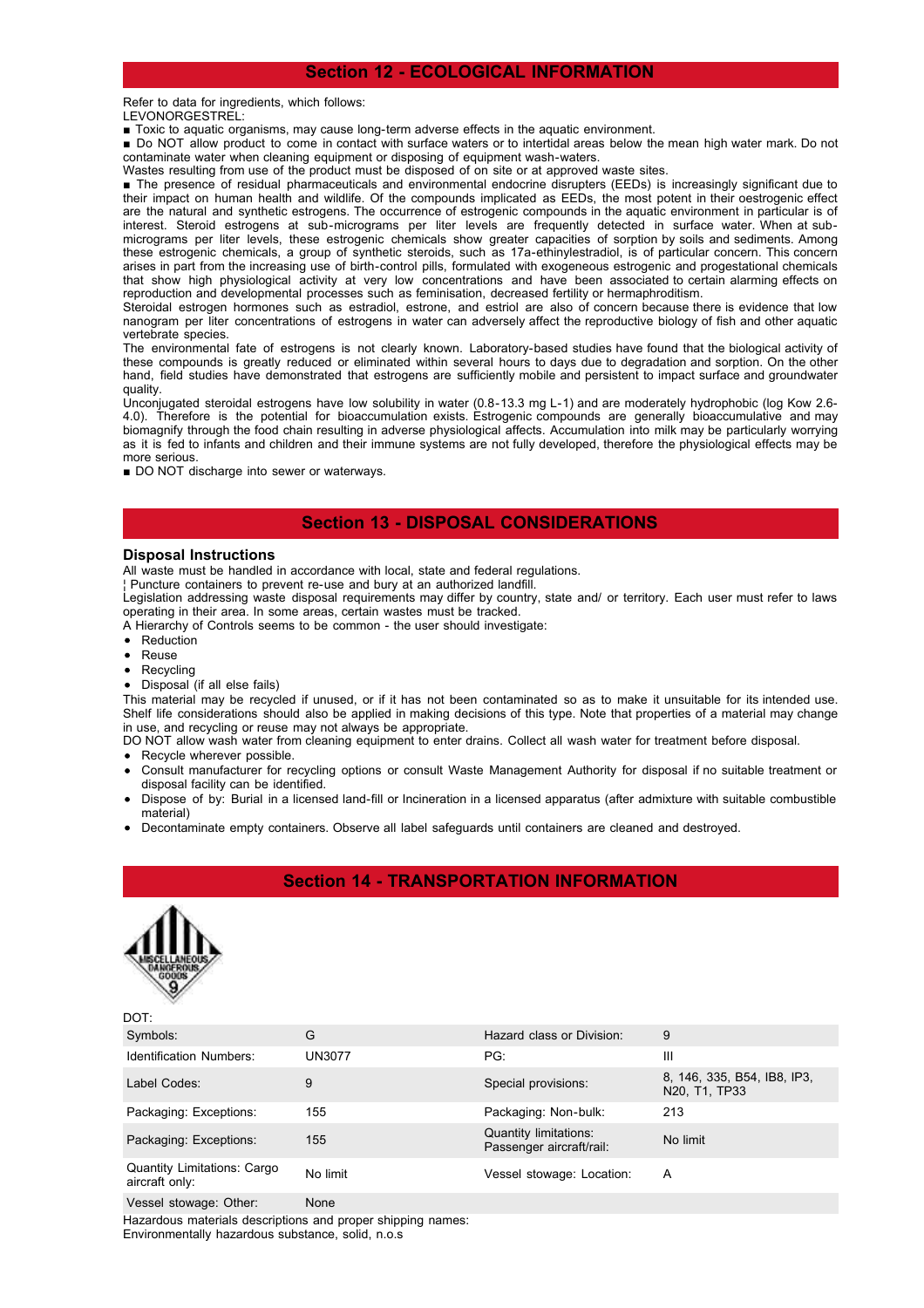## Section 12 - ECOLOGICAL INFORMATION

Refer to data for ingredients, which follows:
LEVONORGESTREL:

■ Toxic to aquatic organisms, may cause long-term adverse effects in the aquatic environment.

■ Do NOT allow product to come in contact with surface waters or to intertidal areas below the mean high water mark. Do not contaminate water when cleaning equipment or disposing of equipment wash-waters.

Wastes resulting from use of the product must be disposed of on site or at approved waste sites.

■ The presence of residual pharmaceuticals and environmental endocrine disrupters (EEDs) is increasingly significant due to their impact on human health and wildlife. Of the compounds implicated as EEDs, the most potent in their oestrogenic effect are the natural and synthetic estrogens. The occurrence of estrogenic compounds in the aquatic environment in particular is of interest. Steroid estrogens at sub-micrograms per liter levels are frequently detected in surface water. When at sub-micrograms per liter levels, these estrogenic chemicals show greater capacities of sorption by soils and sediments. Among these estrogenic chemicals, a group of synthetic steroids, such as 17a-ethinylestradiol, is of particular concern. This concern arises in part from the increasing use of birth-control pills, formulated with exogeneous estrogenic and progestational chemicals that show high physiological activity at very low concentrations and have been associated to certain alarming effects on reproduction and developmental processes such as feminisation, decreased fertility or hermaphroditism.

Steroidal estrogen hormones such as estradiol, estrone, and estriol are also of concern because there is evidence that low nanogram per liter concentrations of estrogens in water can adversely affect the reproductive biology of fish and other aquatic vertebrate species.

The environmental fate of estrogens is not clearly known. Laboratory-based studies have found that the biological activity of these compounds is greatly reduced or eliminated within several hours to days due to degradation and sorption. On the other hand, field studies have demonstrated that estrogens are sufficiently mobile and persistent to impact surface and groundwater quality.

Unconjugated steroidal estrogens have low solubility in water (0.8-13.3 mg L-1) and are moderately hydrophobic (log Kow 2.6-4.0). Therefore is the potential for bioaccumulation exists. Estrogenic compounds are generally bioaccumulative and may biomagnify through the food chain resulting in adverse physiological affects. Accumulation into milk may be particularly worrying as it is fed to infants and children and their immune systems are not fully developed, therefore the physiological effects may be more serious.

■ DO NOT discharge into sewer or waterways.

## Section 13 - DISPOSAL CONSIDERATIONS

### Disposal Instructions

All waste must be handled in accordance with local, state and federal regulations.
¦ Puncture containers to prevent re-use and bury at an authorized landfill.
Legislation addressing waste disposal requirements may differ by country, state and/ or territory. Each user must refer to laws operating in their area. In some areas, certain wastes must be tracked.
A Hierarchy of Controls seems to be common - the user should investigate:

- Reduction
- Reuse
- Recycling
- Disposal (if all else fails)

This material may be recycled if unused, or if it has not been contaminated so as to make it unsuitable for its intended use. Shelf life considerations should also be applied in making decisions of this type. Note that properties of a material may change in use, and recycling or reuse may not always be appropriate.
DO NOT allow wash water from cleaning equipment to enter drains. Collect all wash water for treatment before disposal.

- Recycle wherever possible.
- Consult manufacturer for recycling options or consult Waste Management Authority for disposal if no suitable treatment or disposal facility can be identified.
- Dispose of by: Burial in a licensed land-fill or Incineration in a licensed apparatus (after admixture with suitable combustible material)
- Decontaminate empty containers. Observe all label safeguards until containers are cleaned and destroyed.

## Section 14 - TRANSPORTATION INFORMATION

DOT:

| | | | |
|---|---|---|---|
| Symbols: | G | Hazard class or Division: | 9 |
| Identification Numbers: | UN3077 | PG: | III |
| Label Codes: | 9 | Special provisions: | 8, 146, 335, B54, IB8, IP3, N20, T1, TP33 |
| Packaging: Exceptions: | 155 | Packaging: Non-bulk: | 213 |
| Packaging: Exceptions: | 155 | Quantity limitations: Passenger aircraft/rail: | No limit |
| Quantity Limitations: Cargo aircraft only: | No limit | Vessel stowage: Location: | A |
| Vessel stowage: Other: | None | | |

Hazardous materials descriptions and proper shipping names:
Environmentally hazardous substance, solid, n.o.s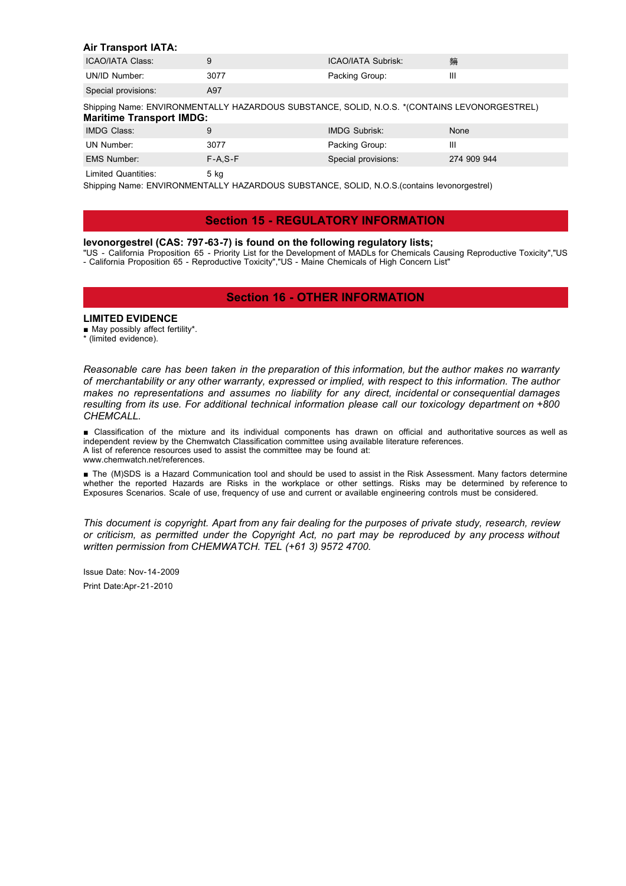**Air Transport IATA:**

| | | | |
|---|---|---|---|
| ICAO/IATA Class: | 9 | ICAO/IATA Subrisk: | 鑴 |
| UN/ID Number: | 3077 | Packing Group: | III |
| Special provisions: | A97 | | |

Shipping Name: ENVIRONMENTALLY HAZARDOUS SUBSTANCE, SOLID, N.O.S. *(CONTAINS LEVONORGESTREL)

**Maritime Transport IMDG:**

| | | | |
|---|---|---|---|
| IMDG Class: | 9 | IMDG Subrisk: | None |
| UN Number: | 3077 | Packing Group: | III |
| EMS Number: | F-A,S-F | Special provisions: | 274 909 944 |
| Limited Quantities: | 5 kg | | |

Shipping Name: ENVIRONMENTALLY HAZARDOUS SUBSTANCE, SOLID, N.O.S.(contains levonorgestrel)

## Section 15 - REGULATORY INFORMATION

**levonorgestrel (CAS: 797-63-7) is found on the following regulatory lists;**

"US - California Proposition 65 - Priority List for the Development of MADLs for Chemicals Causing Reproductive Toxicity","US - California Proposition 65 - Reproductive Toxicity","US - Maine Chemicals of High Concern List"

## Section 16 - OTHER INFORMATION

**LIMITED EVIDENCE**

■ May possibly affect fertility*.
* (limited evidence).

*Reasonable care has been taken in the preparation of this information, but the author makes no warranty of merchantability or any other warranty, expressed or implied, with respect to this information. The author makes no representations and assumes no liability for any direct, incidental or consequential damages resulting from its use. For additional technical information please call our toxicology department on +800 CHEMCALL.*

■ Classification of the mixture and its individual components has drawn on official and authoritative sources as well as independent review by the Chemwatch Classification committee using available literature references.
A list of reference resources used to assist the committee may be found at:
www.chemwatch.net/references.

■ The (M)SDS is a Hazard Communication tool and should be used to assist in the Risk Assessment. Many factors determine whether the reported Hazards are Risks in the workplace or other settings. Risks may be determined by reference to Exposures Scenarios. Scale of use, frequency of use and current or available engineering controls must be considered.

*This document is copyright. Apart from any fair dealing for the purposes of private study, research, review or criticism, as permitted under the Copyright Act, no part may be reproduced by any process without written permission from CHEMWATCH. TEL (+61 3) 9572 4700.*

Issue Date: Nov-14-2009

Print Date:Apr-21-2010